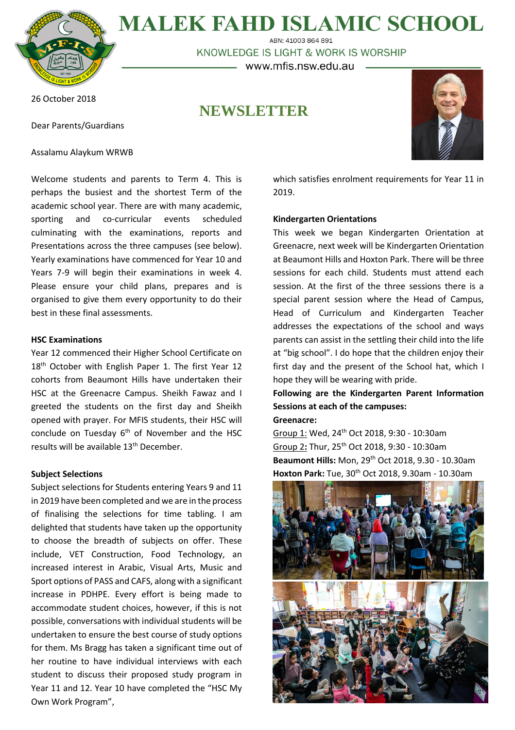# MALEK FAHD ISLAMIC SCHOOL

ABN: 41003 864 891

KNOWLEDGE IS LIGHT & WORK IS WORSHIP

www.mfis.nsw.edu.au

26 October 2018

## NEWSLETTER

Dear Parents/Guardians

Assalamu Alaykum WRWB

Welcome students and parents to Term 4. This is perhaps the busiest and the shortest Term of the academic school year. There are with many academic, sporting and co-curricular events scheduled culminating with the examinations, reports and Presentations across the three campuses (see below). Yearly examinations have commenced for Year 10 and Years 7-9 will begin their examinations in week 4. Please ensure your child plans, prepares and is organised to give them every opportunity to do their best in these final assessments.

**HSC Examinations**

Year 12 commenced their Higher School Certificate on 18th October with English Paper 1. The first Year 12 cohorts from Beaumont Hills have undertaken their HSC at the Greenacre Campus. Sheikh Fawaz and I greeted the students on the first day and Sheikh opened with prayer. For MFIS students, their HSC will conclude on Tuesday 6th of November and the HSC results will be available 13th December.

**Subject Selections**

Subject selections for Students entering Years 9 and 11 in 2019 have been completed and we are in the process of finalising the selections for time tabling. I am delighted that students have taken up the opportunity to choose the breadth of subjects on offer. These include, VET Construction, Food Technology, an increased interest in Arabic, Visual Arts, Music and Sport options of PASS and CAFS, along with a significant increase in PDHPE. Every effort is being made to accommodate student choices, however, if this is not possible, conversations with individual students will be undertaken to ensure the best course of study options for them. Ms Bragg has taken a significant time out of her routine to have individual interviews with each student to discuss their proposed study program in Year 11 and 12. Year 10 have completed the "HSC My Own Work Program", which satisfies enrolment requirements for Year 11 in 2019.

**Kindergarten Orientations**

This week we began Kindergarten Orientation at Greenacre, next week will be Kindergarten Orientation at Beaumont Hills and Hoxton Park. There will be three sessions for each child. Students must attend each session. At the first of the three sessions there is a special parent session where the Head of Campus, Head of Curriculum and Kindergarten Teacher addresses the expectations of the school and ways parents can assist in the settling their child into the life at "big school". I do hope that the children enjoy their first day and the present of the School hat, which I hope they will be wearing with pride.

**Following are the Kindergarten Parent Information Sessions at each of the campuses:**

**Greenacre:**

Group 1: Wed, 24th Oct 2018, 9:30 - 10:30am

Group 2: Thur, 25th Oct 2018, 9:30 - 10:30am

**Beaumont Hills:** Mon, 29th Oct 2018, 9.30 - 10.30am

**Hoxton Park:** Tue, 30th Oct 2018, 9.30am - 10.30am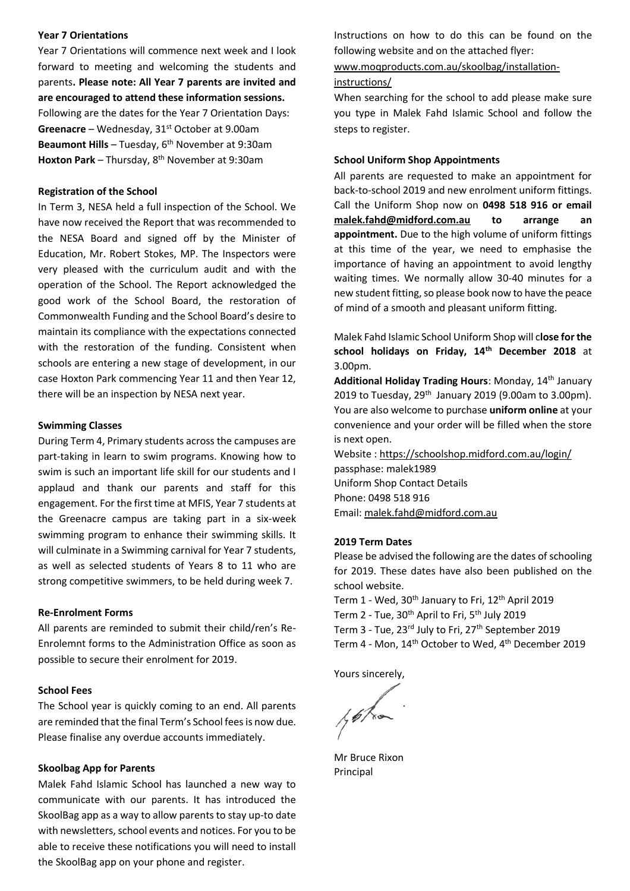### Year 7 Orientations

Year 7 Orientations will commence next week and I look forward to meeting and welcoming the students and parents**. Please note: All Year 7 parents are invited and are encouraged to attend these information sessions.** Following are the dates for the Year 7 Orientation Days:

**Greenacre** – Wednesday, 31st October at 9.00am
**Beaumont Hills** – Tuesday, 6th November at 9:30am
**Hoxton Park** – Thursday, 8th November at 9:30am

### Registration of the School

In Term 3, NESA held a full inspection of the School. We have now received the Report that was recommended to the NESA Board and signed off by the Minister of Education, Mr. Robert Stokes, MP. The Inspectors were very pleased with the curriculum audit and with the operation of the School. The Report acknowledged the good work of the School Board, the restoration of Commonwealth Funding and the School Board's desire to maintain its compliance with the expectations connected with the restoration of the funding. Consistent when schools are entering a new stage of development, in our case Hoxton Park commencing Year 11 and then Year 12, there will be an inspection by NESA next year.

### Swimming Classes

During Term 4, Primary students across the campuses are part-taking in learn to swim programs. Knowing how to swim is such an important life skill for our students and I applaud and thank our parents and staff for this engagement. For the first time at MFIS, Year 7 students at the Greenacre campus are taking part in a six-week swimming program to enhance their swimming skills. It will culminate in a Swimming carnival for Year 7 students, as well as selected students of Years 8 to 11 who are strong competitive swimmers, to be held during week 7.

### Re-Enrolment Forms

All parents are reminded to submit their child/ren's Re-Enrolemnt forms to the Administration Office as soon as possible to secure their enrolment for 2019.

### School Fees

The School year is quickly coming to an end. All parents are reminded that the final Term's School fees is now due. Please finalise any overdue accounts immediately.

### Skoolbag App for Parents

Malek Fahd Islamic School has launched a new way to communicate with our parents. It has introduced the SkoolBag app as a way to allow parents to stay up-to date with newsletters, school events and notices. For you to be able to receive these notifications you will need to install the SkoolBag app on your phone and register.

Instructions on how to do this can be found on the following website and on the attached flyer: www.moqproducts.com.au/skoolbag/installation-instructions/

When searching for the school to add please make sure you type in Malek Fahd Islamic School and follow the steps to register.

### School Uniform Shop Appointments

All parents are requested to make an appointment for back-to-school 2019 and new enrolment uniform fittings. Call the Uniform Shop now on **0498 518 916 or email malek.fahd@midford.com.au to arrange an appointment.** Due to the high volume of uniform fittings at this time of the year, we need to emphasise the importance of having an appointment to avoid lengthy waiting times. We normally allow 30-40 minutes for a new student fitting, so please book now to have the peace of mind of a smooth and pleasant uniform fitting.

Malek Fahd Islamic School Uniform Shop will c**lose for the school holidays on Friday, 14th December 2018** at 3.00pm.

**Additional Holiday Trading Hours**: Monday, 14th January 2019 to Tuesday, 29th January 2019 (9.00am to 3.00pm). You are also welcome to purchase **uniform online** at your convenience and your order will be filled when the store is next open.

Website : https://schoolshop.midford.com.au/login/
passphase: malek1989
Uniform Shop Contact Details
Phone: 0498 518 916
Email: malek.fahd@midford.com.au

### 2019 Term Dates

Please be advised the following are the dates of schooling for 2019. These dates have also been published on the school website.

Term 1 - Wed, 30th January to Fri, 12th April 2019
Term 2 - Tue, 30th April to Fri, 5th July 2019
Term 3 - Tue, 23rd July to Fri, 27th September 2019
Term 4 - Mon, 14th October to Wed, 4th December 2019

Yours sincerely,

Mr Bruce Rixon
Principal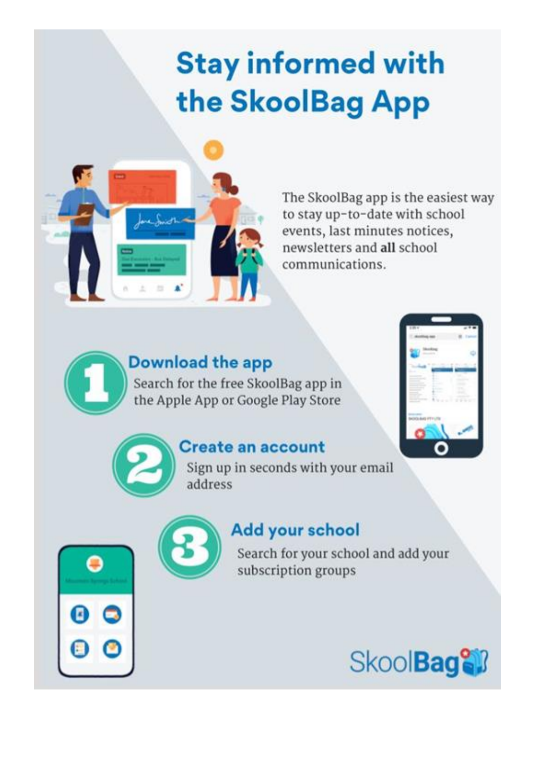# Stay informed with the SkoolBag App

The SkoolBag app is the easiest way to stay up-to-date with school events, last minutes notices, newsletters and **all** school communications.

## 1 Download the app

Search for the free SkoolBag app in the Apple App or Google Play Store

## 2 Create an account

Sign up in seconds with your email address

## 3 Add your school

Search for your school and add your subscription groups

SkoolBag